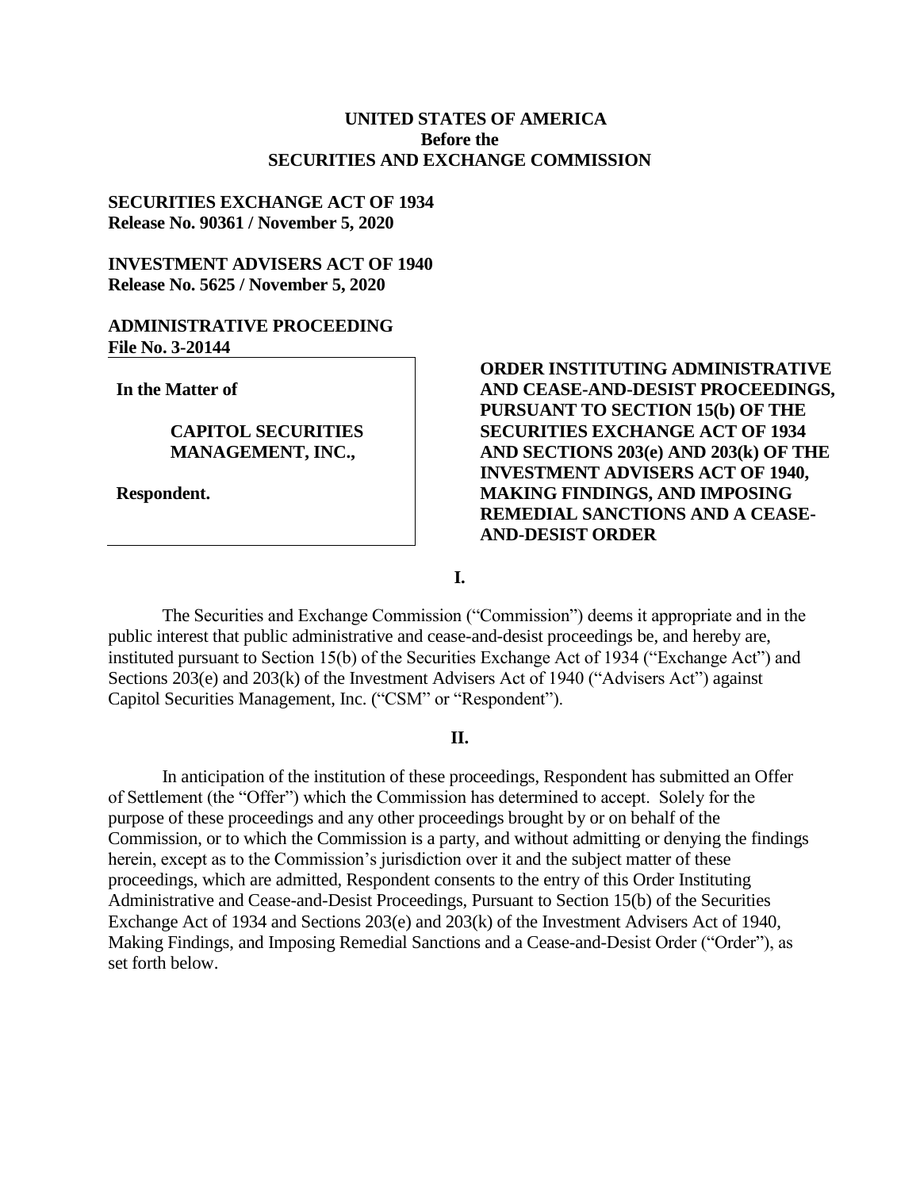**UNITED STATES OF AMERICA**
**Before the**
**SECURITIES AND EXCHANGE COMMISSION**

**SECURITIES EXCHANGE ACT OF 1934**
**Release No. 90361 / November 5, 2020**

**INVESTMENT ADVISERS ACT OF 1940**
**Release No. 5625 / November 5, 2020**

**ADMINISTRATIVE PROCEEDING**
**File No. 3-20144**

**In the Matter of**

**CAPITOL SECURITIES MANAGEMENT, INC.,**

**Respondent.**

**ORDER INSTITUTING ADMINISTRATIVE AND CEASE-AND-DESIST PROCEEDINGS, PURSUANT TO SECTION 15(b) OF THE SECURITIES EXCHANGE ACT OF 1934 AND SECTIONS 203(e) AND 203(k) OF THE INVESTMENT ADVISERS ACT OF 1940, MAKING FINDINGS, AND IMPOSING REMEDIAL SANCTIONS AND A CEASE-AND-DESIST ORDER**

**I.**

The Securities and Exchange Commission ("Commission") deems it appropriate and in the public interest that public administrative and cease-and-desist proceedings be, and hereby are, instituted pursuant to Section 15(b) of the Securities Exchange Act of 1934 ("Exchange Act") and Sections 203(e) and 203(k) of the Investment Advisers Act of 1940 ("Advisers Act") against Capitol Securities Management, Inc. ("CSM" or "Respondent").

**II.**

In anticipation of the institution of these proceedings, Respondent has submitted an Offer of Settlement (the "Offer") which the Commission has determined to accept. Solely for the purpose of these proceedings and any other proceedings brought by or on behalf of the Commission, or to which the Commission is a party, and without admitting or denying the findings herein, except as to the Commission's jurisdiction over it and the subject matter of these proceedings, which are admitted, Respondent consents to the entry of this Order Instituting Administrative and Cease-and-Desist Proceedings, Pursuant to Section 15(b) of the Securities Exchange Act of 1934 and Sections 203(e) and 203(k) of the Investment Advisers Act of 1940, Making Findings, and Imposing Remedial Sanctions and a Cease-and-Desist Order ("Order"), as set forth below.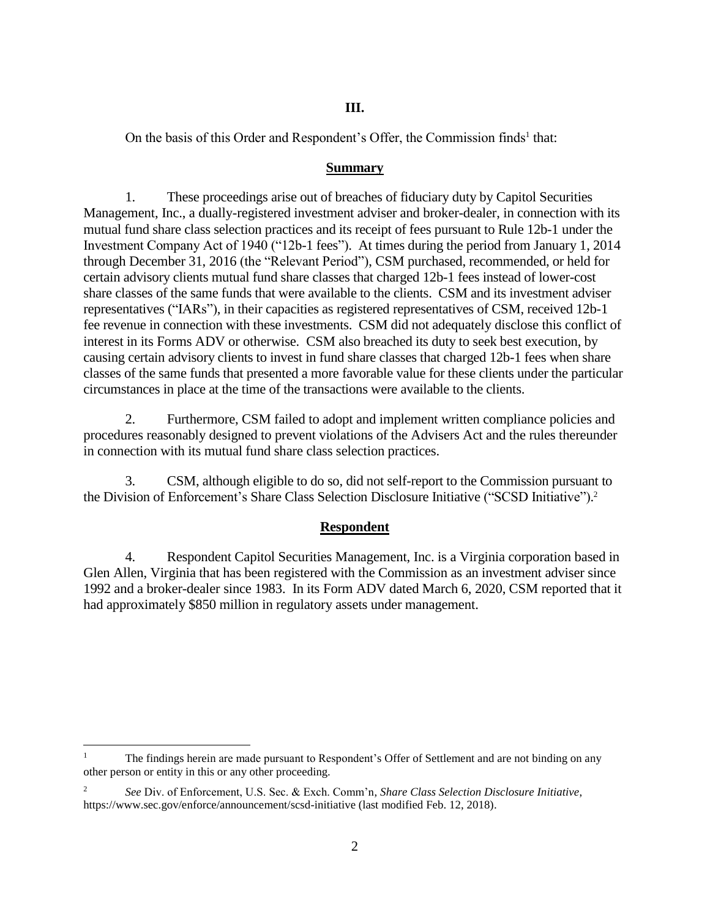## III.

On the basis of this Order and Respondent's Offer, the Commission finds[1] that:

### Summary

1. These proceedings arise out of breaches of fiduciary duty by Capitol Securities Management, Inc., a dually-registered investment adviser and broker-dealer, in connection with its mutual fund share class selection practices and its receipt of fees pursuant to Rule 12b-1 under the Investment Company Act of 1940 ("12b-1 fees"). At times during the period from January 1, 2014 through December 31, 2016 (the "Relevant Period"), CSM purchased, recommended, or held for certain advisory clients mutual fund share classes that charged 12b-1 fees instead of lower-cost share classes of the same funds that were available to the clients. CSM and its investment adviser representatives ("IARs"), in their capacities as registered representatives of CSM, received 12b-1 fee revenue in connection with these investments. CSM did not adequately disclose this conflict of interest in its Forms ADV or otherwise. CSM also breached its duty to seek best execution, by causing certain advisory clients to invest in fund share classes that charged 12b-1 fees when share classes of the same funds that presented a more favorable value for these clients under the particular circumstances in place at the time of the transactions were available to the clients.

2. Furthermore, CSM failed to adopt and implement written compliance policies and procedures reasonably designed to prevent violations of the Advisers Act and the rules thereunder in connection with its mutual fund share class selection practices.

3. CSM, although eligible to do so, did not self-report to the Commission pursuant to the Division of Enforcement's Share Class Selection Disclosure Initiative ("SCSD Initiative").[2]

### Respondent

4. Respondent Capitol Securities Management, Inc. is a Virginia corporation based in Glen Allen, Virginia that has been registered with the Commission as an investment adviser since 1992 and a broker-dealer since 1983. In its Form ADV dated March 6, 2020, CSM reported that it had approximately $850 million in regulatory assets under management.

---

[1] The findings herein are made pursuant to Respondent's Offer of Settlement and are not binding on any other person or entity in this or any other proceeding.

[2] *See* Div. of Enforcement, U.S. Sec. & Exch. Comm'n, *Share Class Selection Disclosure Initiative*, https://www.sec.gov/enforce/announcement/scsd-initiative (last modified Feb. 12, 2018).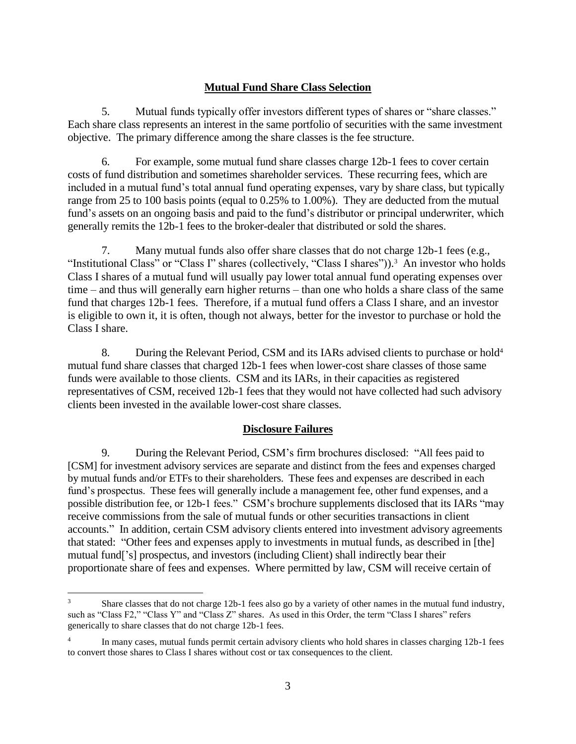## Mutual Fund Share Class Selection

5. Mutual funds typically offer investors different types of shares or "share classes." Each share class represents an interest in the same portfolio of securities with the same investment objective. The primary difference among the share classes is the fee structure.

6. For example, some mutual fund share classes charge 12b-1 fees to cover certain costs of fund distribution and sometimes shareholder services. These recurring fees, which are included in a mutual fund's total annual fund operating expenses, vary by share class, but typically range from 25 to 100 basis points (equal to 0.25% to 1.00%). They are deducted from the mutual fund's assets on an ongoing basis and paid to the fund's distributor or principal underwriter, which generally remits the 12b-1 fees to the broker-dealer that distributed or sold the shares.

7. Many mutual funds also offer share classes that do not charge 12b-1 fees (e.g., "Institutional Class" or "Class I" shares (collectively, "Class I shares")).[3] An investor who holds Class I shares of a mutual fund will usually pay lower total annual fund operating expenses over time – and thus will generally earn higher returns – than one who holds a share class of the same fund that charges 12b-1 fees. Therefore, if a mutual fund offers a Class I share, and an investor is eligible to own it, it is often, though not always, better for the investor to purchase or hold the Class I share.

8. During the Relevant Period, CSM and its IARs advised clients to purchase or hold[4] mutual fund share classes that charged 12b-1 fees when lower-cost share classes of those same funds were available to those clients. CSM and its IARs, in their capacities as registered representatives of CSM, received 12b-1 fees that they would not have collected had such advisory clients been invested in the available lower-cost share classes.

## Disclosure Failures

9. During the Relevant Period, CSM's firm brochures disclosed: "All fees paid to [CSM] for investment advisory services are separate and distinct from the fees and expenses charged by mutual funds and/or ETFs to their shareholders. These fees and expenses are described in each fund's prospectus. These fees will generally include a management fee, other fund expenses, and a possible distribution fee, or 12b-1 fees." CSM's brochure supplements disclosed that its IARs "may receive commissions from the sale of mutual funds or other securities transactions in client accounts." In addition, certain CSM advisory clients entered into investment advisory agreements that stated: "Other fees and expenses apply to investments in mutual funds, as described in [the] mutual fund['s] prospectus, and investors (including Client) shall indirectly bear their proportionate share of fees and expenses. Where permitted by law, CSM will receive certain of

---

[3] Share classes that do not charge 12b-1 fees also go by a variety of other names in the mutual fund industry, such as "Class F2," "Class Y" and "Class Z" shares. As used in this Order, the term "Class I shares" refers generically to share classes that do not charge 12b-1 fees.

[4] In many cases, mutual funds permit certain advisory clients who hold shares in classes charging 12b-1 fees to convert those shares to Class I shares without cost or tax consequences to the client.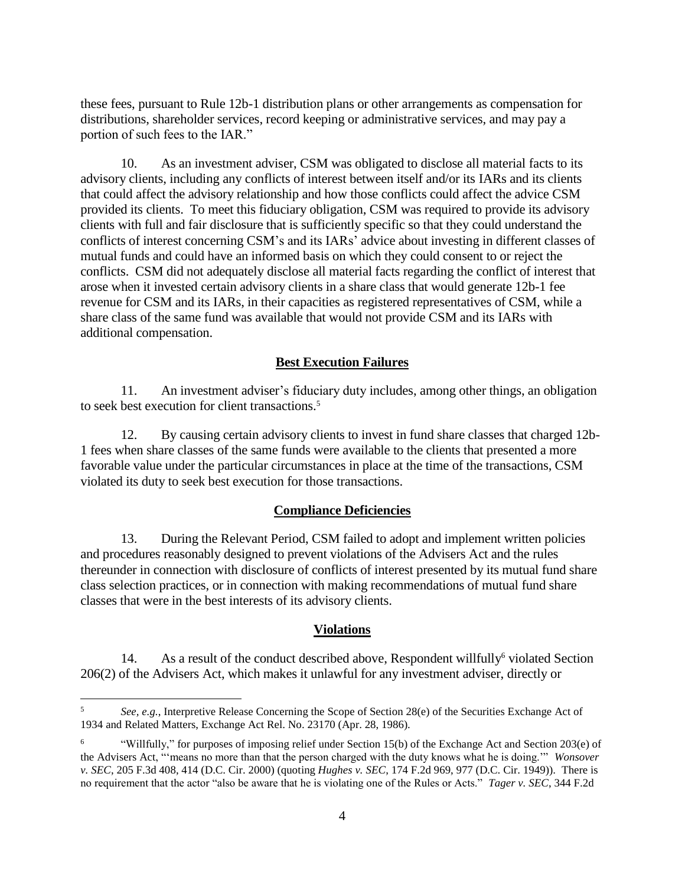these fees, pursuant to Rule 12b-1 distribution plans or other arrangements as compensation for distributions, shareholder services, record keeping or administrative services, and may pay a portion of such fees to the IAR."

10. As an investment adviser, CSM was obligated to disclose all material facts to its advisory clients, including any conflicts of interest between itself and/or its IARs and its clients that could affect the advisory relationship and how those conflicts could affect the advice CSM provided its clients. To meet this fiduciary obligation, CSM was required to provide its advisory clients with full and fair disclosure that is sufficiently specific so that they could understand the conflicts of interest concerning CSM's and its IARs' advice about investing in different classes of mutual funds and could have an informed basis on which they could consent to or reject the conflicts. CSM did not adequately disclose all material facts regarding the conflict of interest that arose when it invested certain advisory clients in a share class that would generate 12b-1 fee revenue for CSM and its IARs, in their capacities as registered representatives of CSM, while a share class of the same fund was available that would not provide CSM and its IARs with additional compensation.

## Best Execution Failures

11. An investment adviser's fiduciary duty includes, among other things, an obligation to seek best execution for client transactions.[5]

12. By causing certain advisory clients to invest in fund share classes that charged 12b-1 fees when share classes of the same funds were available to the clients that presented a more favorable value under the particular circumstances in place at the time of the transactions, CSM violated its duty to seek best execution for those transactions.

## Compliance Deficiencies

13. During the Relevant Period, CSM failed to adopt and implement written policies and procedures reasonably designed to prevent violations of the Advisers Act and the rules thereunder in connection with disclosure of conflicts of interest presented by its mutual fund share class selection practices, or in connection with making recommendations of mutual fund share classes that were in the best interests of its advisory clients.

## Violations

14. As a result of the conduct described above, Respondent willfully[6] violated Section 206(2) of the Advisers Act, which makes it unlawful for any investment adviser, directly or

---

[5] *See, e.g.*, Interpretive Release Concerning the Scope of Section 28(e) of the Securities Exchange Act of 1934 and Related Matters, Exchange Act Rel. No. 23170 (Apr. 28, 1986).

[6] "Willfully," for purposes of imposing relief under Section 15(b) of the Exchange Act and Section 203(e) of the Advisers Act, "'means no more than that the person charged with the duty knows what he is doing.'" *Wonsover v. SEC*, 205 F.3d 408, 414 (D.C. Cir. 2000) (quoting *Hughes v. SEC*, 174 F.2d 969, 977 (D.C. Cir. 1949)). There is no requirement that the actor "also be aware that he is violating one of the Rules or Acts." *Tager v. SEC*, 344 F.2d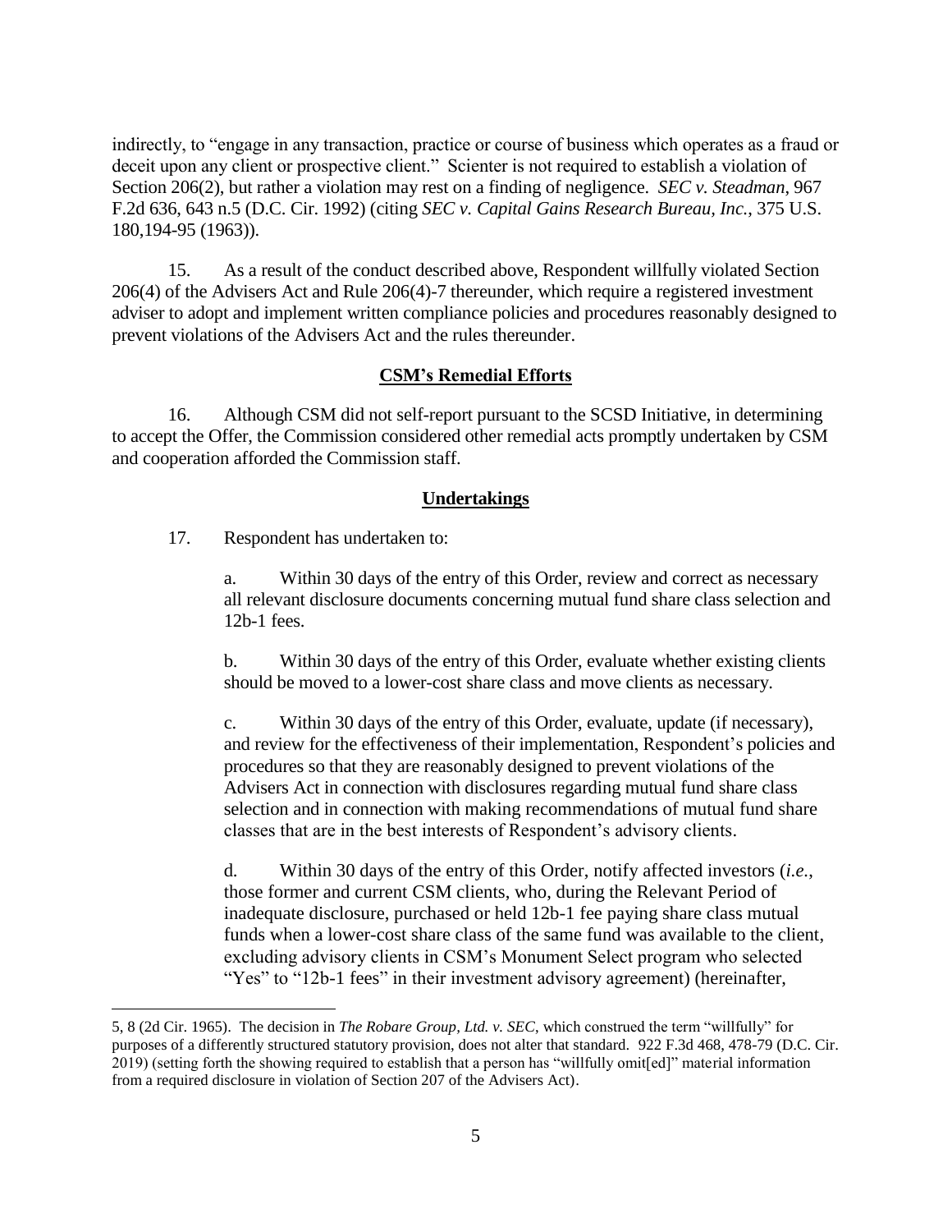indirectly, to "engage in any transaction, practice or course of business which operates as a fraud or deceit upon any client or prospective client." Scienter is not required to establish a violation of Section 206(2), but rather a violation may rest on a finding of negligence. *SEC v. Steadman*, 967 F.2d 636, 643 n.5 (D.C. Cir. 1992) (citing *SEC v. Capital Gains Research Bureau, Inc.*, 375 U.S. 180,194-95 (1963)).

15. As a result of the conduct described above, Respondent willfully violated Section 206(4) of the Advisers Act and Rule 206(4)-7 thereunder, which require a registered investment adviser to adopt and implement written compliance policies and procedures reasonably designed to prevent violations of the Advisers Act and the rules thereunder.

**CSM's Remedial Efforts**

16. Although CSM did not self-report pursuant to the SCSD Initiative, in determining to accept the Offer, the Commission considered other remedial acts promptly undertaken by CSM and cooperation afforded the Commission staff.

**Undertakings**

17. Respondent has undertaken to:

a. Within 30 days of the entry of this Order, review and correct as necessary all relevant disclosure documents concerning mutual fund share class selection and 12b-1 fees.

b. Within 30 days of the entry of this Order, evaluate whether existing clients should be moved to a lower-cost share class and move clients as necessary.

c. Within 30 days of the entry of this Order, evaluate, update (if necessary), and review for the effectiveness of their implementation, Respondent's policies and procedures so that they are reasonably designed to prevent violations of the Advisers Act in connection with disclosures regarding mutual fund share class selection and in connection with making recommendations of mutual fund share classes that are in the best interests of Respondent's advisory clients.

d. Within 30 days of the entry of this Order, notify affected investors (*i.e.*, those former and current CSM clients, who, during the Relevant Period of inadequate disclosure, purchased or held 12b-1 fee paying share class mutual funds when a lower-cost share class of the same fund was available to the client, excluding advisory clients in CSM's Monument Select program who selected "Yes" to "12b-1 fees" in their investment advisory agreement) (hereinafter,

---

5, 8 (2d Cir. 1965). The decision in *The Robare Group, Ltd. v. SEC*, which construed the term "willfully" for purposes of a differently structured statutory provision, does not alter that standard. 922 F.3d 468, 478-79 (D.C. Cir. 2019) (setting forth the showing required to establish that a person has "willfully omit[ed]" material information from a required disclosure in violation of Section 207 of the Advisers Act).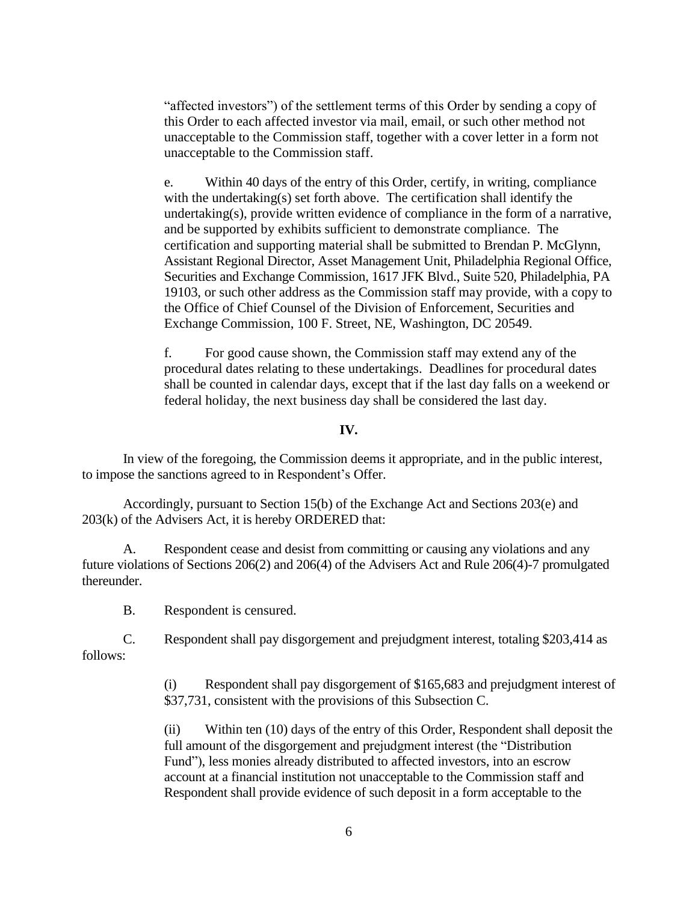"affected investors") of the settlement terms of this Order by sending a copy of this Order to each affected investor via mail, email, or such other method not unacceptable to the Commission staff, together with a cover letter in a form not unacceptable to the Commission staff.

e. Within 40 days of the entry of this Order, certify, in writing, compliance with the undertaking(s) set forth above. The certification shall identify the undertaking(s), provide written evidence of compliance in the form of a narrative, and be supported by exhibits sufficient to demonstrate compliance. The certification and supporting material shall be submitted to Brendan P. McGlynn, Assistant Regional Director, Asset Management Unit, Philadelphia Regional Office, Securities and Exchange Commission, 1617 JFK Blvd., Suite 520, Philadelphia, PA 19103, or such other address as the Commission staff may provide, with a copy to the Office of Chief Counsel of the Division of Enforcement, Securities and Exchange Commission, 100 F. Street, NE, Washington, DC 20549.

f. For good cause shown, the Commission staff may extend any of the procedural dates relating to these undertakings. Deadlines for procedural dates shall be counted in calendar days, except that if the last day falls on a weekend or federal holiday, the next business day shall be considered the last day.

**IV.**

In view of the foregoing, the Commission deems it appropriate, and in the public interest, to impose the sanctions agreed to in Respondent's Offer.

Accordingly, pursuant to Section 15(b) of the Exchange Act and Sections 203(e) and 203(k) of the Advisers Act, it is hereby ORDERED that:

A. Respondent cease and desist from committing or causing any violations and any future violations of Sections 206(2) and 206(4) of the Advisers Act and Rule 206(4)-7 promulgated thereunder.

B. Respondent is censured.

C. Respondent shall pay disgorgement and prejudgment interest, totaling $203,414 as follows:

(i) Respondent shall pay disgorgement of $165,683 and prejudgment interest of $37,731, consistent with the provisions of this Subsection C.

(ii) Within ten (10) days of the entry of this Order, Respondent shall deposit the full amount of the disgorgement and prejudgment interest (the "Distribution Fund"), less monies already distributed to affected investors, into an escrow account at a financial institution not unacceptable to the Commission staff and Respondent shall provide evidence of such deposit in a form acceptable to the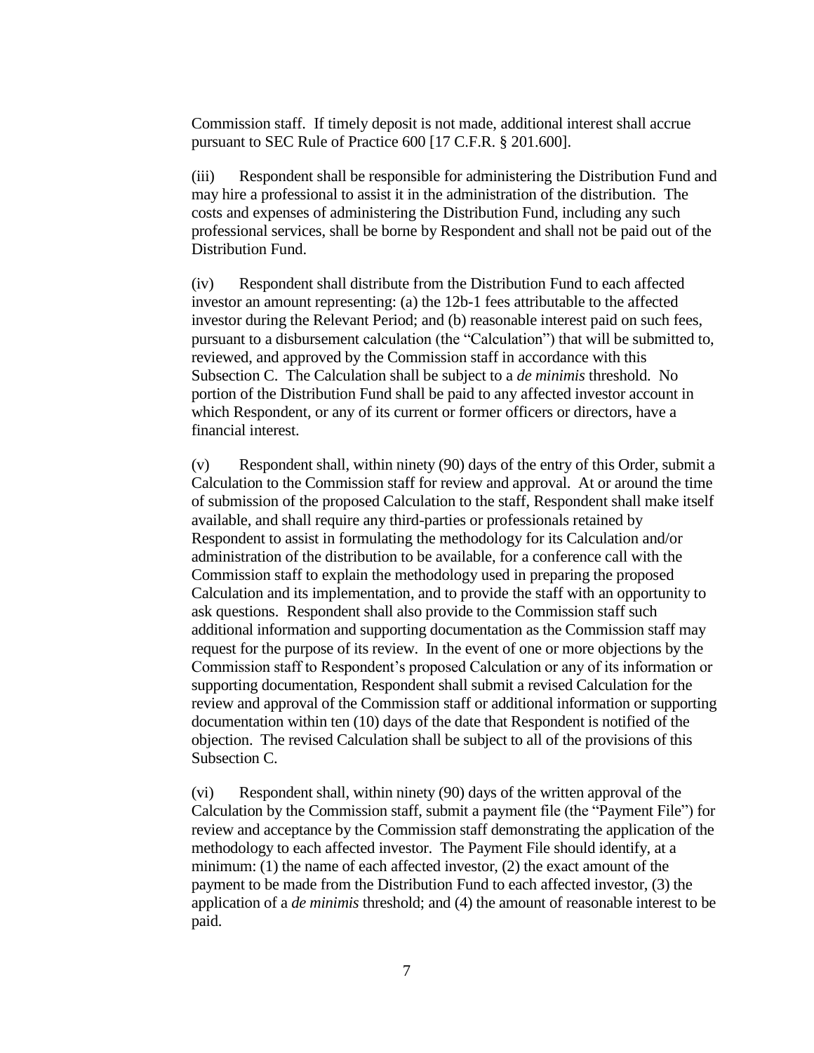Commission staff. If timely deposit is not made, additional interest shall accrue pursuant to SEC Rule of Practice 600 [17 C.F.R. § 201.600].

(iii) Respondent shall be responsible for administering the Distribution Fund and may hire a professional to assist it in the administration of the distribution. The costs and expenses of administering the Distribution Fund, including any such professional services, shall be borne by Respondent and shall not be paid out of the Distribution Fund.

(iv) Respondent shall distribute from the Distribution Fund to each affected investor an amount representing: (a) the 12b-1 fees attributable to the affected investor during the Relevant Period; and (b) reasonable interest paid on such fees, pursuant to a disbursement calculation (the "Calculation") that will be submitted to, reviewed, and approved by the Commission staff in accordance with this Subsection C. The Calculation shall be subject to a *de minimis* threshold. No portion of the Distribution Fund shall be paid to any affected investor account in which Respondent, or any of its current or former officers or directors, have a financial interest.

(v) Respondent shall, within ninety (90) days of the entry of this Order, submit a Calculation to the Commission staff for review and approval. At or around the time of submission of the proposed Calculation to the staff, Respondent shall make itself available, and shall require any third-parties or professionals retained by Respondent to assist in formulating the methodology for its Calculation and/or administration of the distribution to be available, for a conference call with the Commission staff to explain the methodology used in preparing the proposed Calculation and its implementation, and to provide the staff with an opportunity to ask questions. Respondent shall also provide to the Commission staff such additional information and supporting documentation as the Commission staff may request for the purpose of its review. In the event of one or more objections by the Commission staff to Respondent's proposed Calculation or any of its information or supporting documentation, Respondent shall submit a revised Calculation for the review and approval of the Commission staff or additional information or supporting documentation within ten (10) days of the date that Respondent is notified of the objection. The revised Calculation shall be subject to all of the provisions of this Subsection C.

(vi) Respondent shall, within ninety (90) days of the written approval of the Calculation by the Commission staff, submit a payment file (the "Payment File") for review and acceptance by the Commission staff demonstrating the application of the methodology to each affected investor. The Payment File should identify, at a minimum: (1) the name of each affected investor, (2) the exact amount of the payment to be made from the Distribution Fund to each affected investor, (3) the application of a *de minimis* threshold; and (4) the amount of reasonable interest to be paid.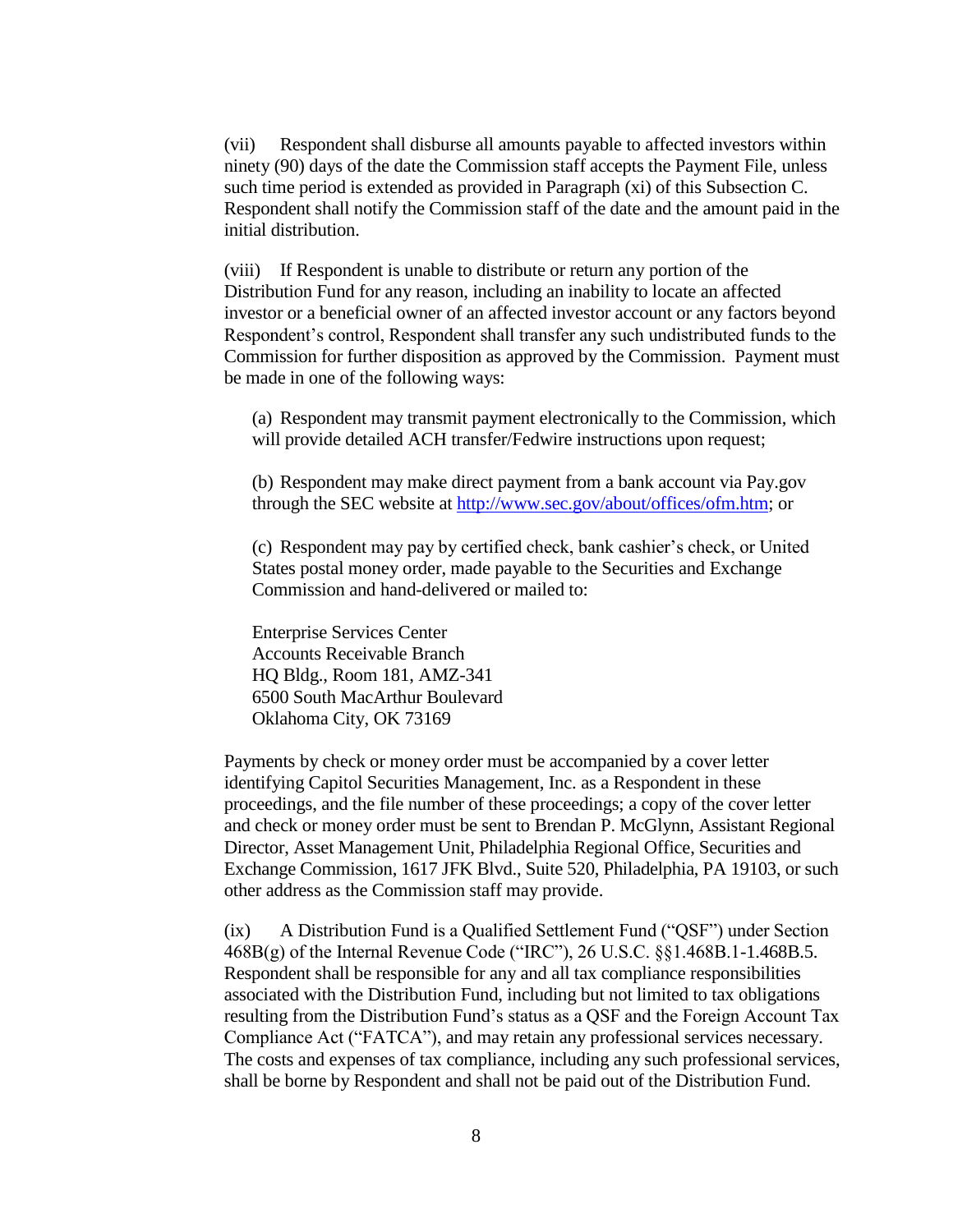(vii) Respondent shall disburse all amounts payable to affected investors within ninety (90) days of the date the Commission staff accepts the Payment File, unless such time period is extended as provided in Paragraph (xi) of this Subsection C. Respondent shall notify the Commission staff of the date and the amount paid in the initial distribution.

(viii) If Respondent is unable to distribute or return any portion of the Distribution Fund for any reason, including an inability to locate an affected investor or a beneficial owner of an affected investor account or any factors beyond Respondent's control, Respondent shall transfer any such undistributed funds to the Commission for further disposition as approved by the Commission. Payment must be made in one of the following ways:

(a) Respondent may transmit payment electronically to the Commission, which will provide detailed ACH transfer/Fedwire instructions upon request;

(b) Respondent may make direct payment from a bank account via Pay.gov through the SEC website at [http://www.sec.gov/about/offices/ofm.htm](http://www.sec.gov/about/offices/ofm.htm); or

(c) Respondent may pay by certified check, bank cashier's check, or United States postal money order, made payable to the Securities and Exchange Commission and hand-delivered or mailed to:

Enterprise Services Center
Accounts Receivable Branch
HQ Bldg., Room 181, AMZ-341
6500 South MacArthur Boulevard
Oklahoma City, OK 73169

Payments by check or money order must be accompanied by a cover letter identifying Capitol Securities Management, Inc. as a Respondent in these proceedings, and the file number of these proceedings; a copy of the cover letter and check or money order must be sent to Brendan P. McGlynn, Assistant Regional Director, Asset Management Unit, Philadelphia Regional Office, Securities and Exchange Commission, 1617 JFK Blvd., Suite 520, Philadelphia, PA 19103, or such other address as the Commission staff may provide.

(ix) A Distribution Fund is a Qualified Settlement Fund ("QSF") under Section 468B(g) of the Internal Revenue Code ("IRC"), 26 U.S.C. §§1.468B.1-1.468B.5. Respondent shall be responsible for any and all tax compliance responsibilities associated with the Distribution Fund, including but not limited to tax obligations resulting from the Distribution Fund's status as a QSF and the Foreign Account Tax Compliance Act ("FATCA"), and may retain any professional services necessary. The costs and expenses of tax compliance, including any such professional services, shall be borne by Respondent and shall not be paid out of the Distribution Fund.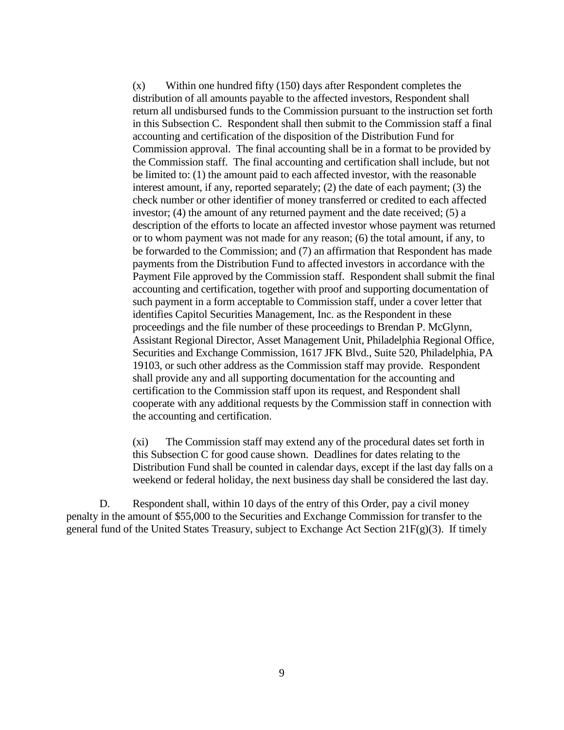(x) Within one hundred fifty (150) days after Respondent completes the distribution of all amounts payable to the affected investors, Respondent shall return all undisbursed funds to the Commission pursuant to the instruction set forth in this Subsection C. Respondent shall then submit to the Commission staff a final accounting and certification of the disposition of the Distribution Fund for Commission approval. The final accounting shall be in a format to be provided by the Commission staff. The final accounting and certification shall include, but not be limited to: (1) the amount paid to each affected investor, with the reasonable interest amount, if any, reported separately; (2) the date of each payment; (3) the check number or other identifier of money transferred or credited to each affected investor; (4) the amount of any returned payment and the date received; (5) a description of the efforts to locate an affected investor whose payment was returned or to whom payment was not made for any reason; (6) the total amount, if any, to be forwarded to the Commission; and (7) an affirmation that Respondent has made payments from the Distribution Fund to affected investors in accordance with the Payment File approved by the Commission staff. Respondent shall submit the final accounting and certification, together with proof and supporting documentation of such payment in a form acceptable to Commission staff, under a cover letter that identifies Capitol Securities Management, Inc. as the Respondent in these proceedings and the file number of these proceedings to Brendan P. McGlynn, Assistant Regional Director, Asset Management Unit, Philadelphia Regional Office, Securities and Exchange Commission, 1617 JFK Blvd., Suite 520, Philadelphia, PA 19103, or such other address as the Commission staff may provide. Respondent shall provide any and all supporting documentation for the accounting and certification to the Commission staff upon its request, and Respondent shall cooperate with any additional requests by the Commission staff in connection with the accounting and certification.

(xi) The Commission staff may extend any of the procedural dates set forth in this Subsection C for good cause shown. Deadlines for dates relating to the Distribution Fund shall be counted in calendar days, except if the last day falls on a weekend or federal holiday, the next business day shall be considered the last day.

D. Respondent shall, within 10 days of the entry of this Order, pay a civil money penalty in the amount of $55,000 to the Securities and Exchange Commission for transfer to the general fund of the United States Treasury, subject to Exchange Act Section 21F(g)(3). If timely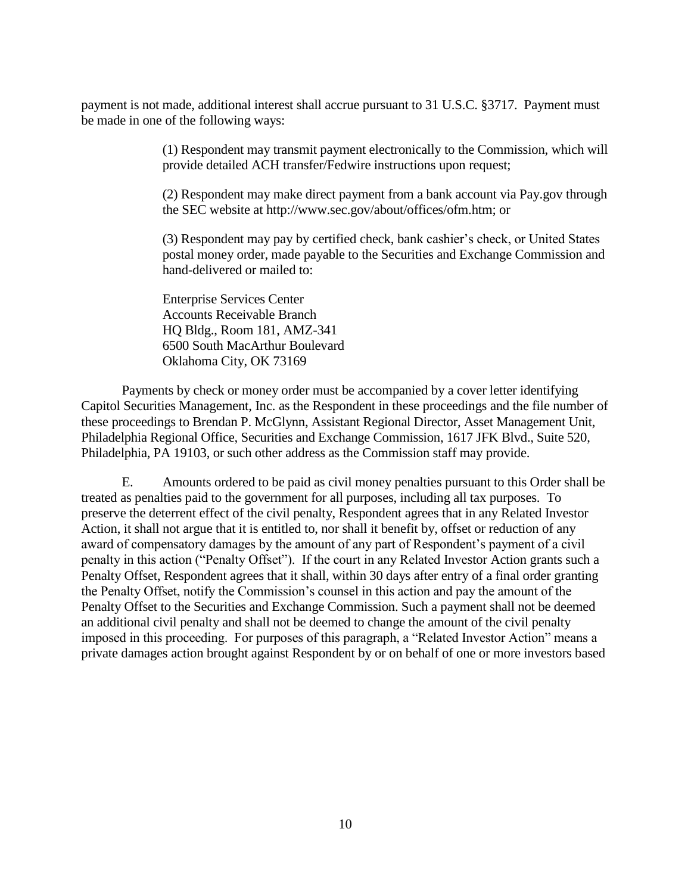payment is not made, additional interest shall accrue pursuant to 31 U.S.C. §3717. Payment must be made in one of the following ways:

> (1) Respondent may transmit payment electronically to the Commission, which will provide detailed ACH transfer/Fedwire instructions upon request;
>
> (2) Respondent may make direct payment from a bank account via Pay.gov through the SEC website at http://www.sec.gov/about/offices/ofm.htm; or
>
> (3) Respondent may pay by certified check, bank cashier's check, or United States postal money order, made payable to the Securities and Exchange Commission and hand-delivered or mailed to:
>
> Enterprise Services Center
> Accounts Receivable Branch
> HQ Bldg., Room 181, AMZ-341
> 6500 South MacArthur Boulevard
> Oklahoma City, OK 73169

Payments by check or money order must be accompanied by a cover letter identifying Capitol Securities Management, Inc. as the Respondent in these proceedings and the file number of these proceedings to Brendan P. McGlynn, Assistant Regional Director, Asset Management Unit, Philadelphia Regional Office, Securities and Exchange Commission, 1617 JFK Blvd., Suite 520, Philadelphia, PA 19103, or such other address as the Commission staff may provide.

E. Amounts ordered to be paid as civil money penalties pursuant to this Order shall be treated as penalties paid to the government for all purposes, including all tax purposes. To preserve the deterrent effect of the civil penalty, Respondent agrees that in any Related Investor Action, it shall not argue that it is entitled to, nor shall it benefit by, offset or reduction of any award of compensatory damages by the amount of any part of Respondent's payment of a civil penalty in this action ("Penalty Offset"). If the court in any Related Investor Action grants such a Penalty Offset, Respondent agrees that it shall, within 30 days after entry of a final order granting the Penalty Offset, notify the Commission's counsel in this action and pay the amount of the Penalty Offset to the Securities and Exchange Commission. Such a payment shall not be deemed an additional civil penalty and shall not be deemed to change the amount of the civil penalty imposed in this proceeding. For purposes of this paragraph, a "Related Investor Action" means a private damages action brought against Respondent by or on behalf of one or more investors based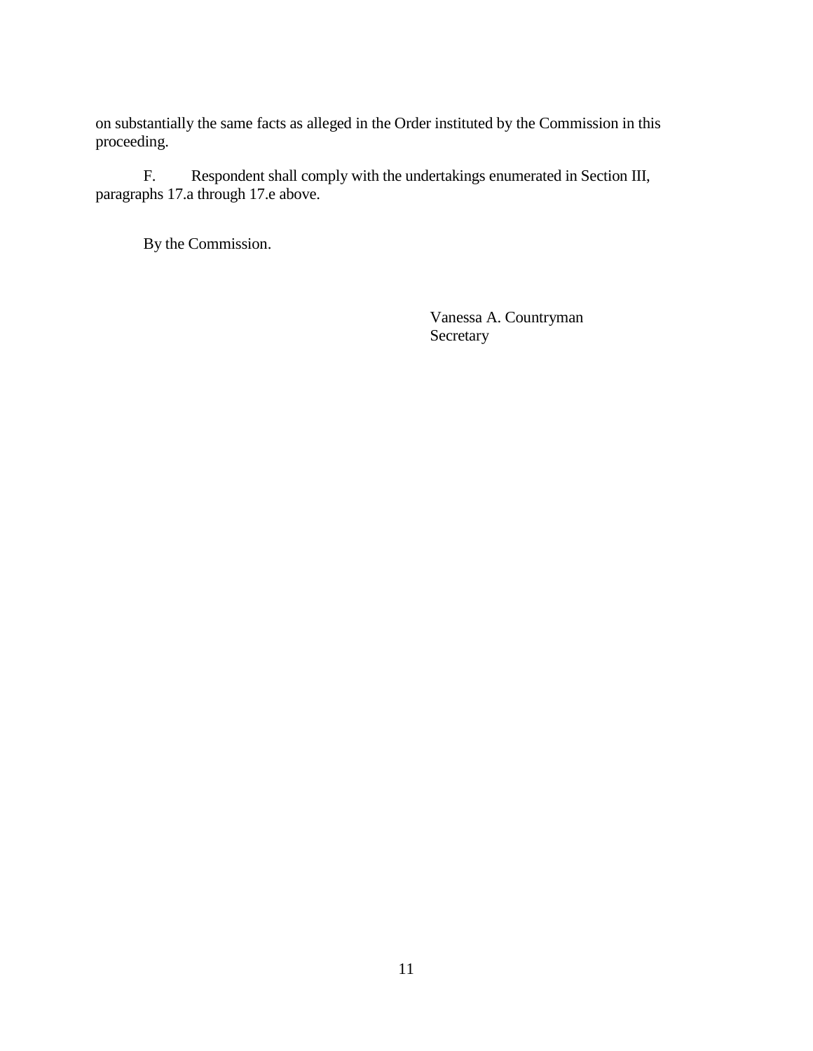on substantially the same facts as alleged in the Order instituted by the Commission in this proceeding.

F. Respondent shall comply with the undertakings enumerated in Section III, paragraphs 17.a through 17.e above.

By the Commission.

Vanessa A. Countryman
Secretary